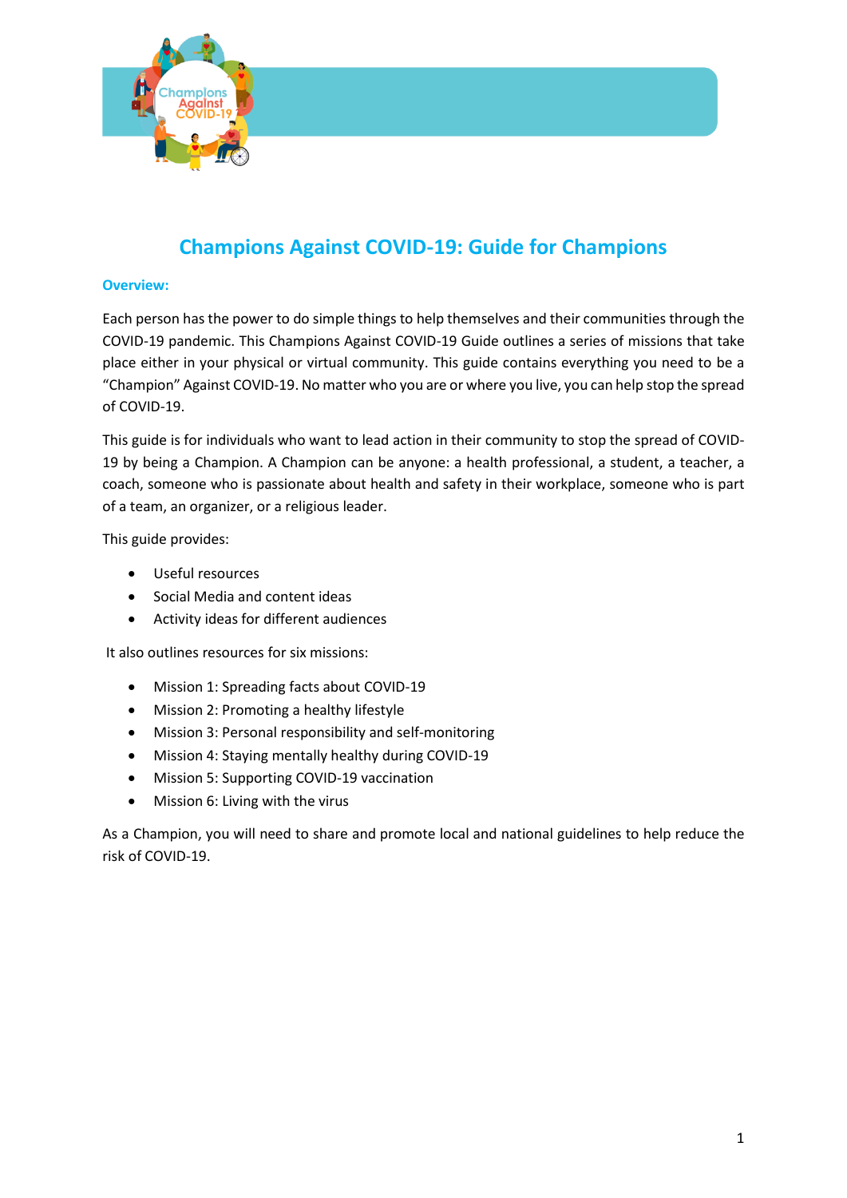# Champions Against COVID-19: Guide for Champions

## Overview:

Each person has the power to do simple things to help themselves and their communities through the COVID-19 pandemic. This Champions Against COVID-19 Guide outlines a series of missions that take place either in your physical or virtual community. This guide contains everything you need to be a "Champion" Against COVID-19. No matter who you are or where you live, you can help stop the spread of COVID-19.

This guide is for individuals who want to lead action in their community to stop the spread of COVID-19 by being a Champion. A Champion can be anyone: a health professional, a student, a teacher, a coach, someone who is passionate about health and safety in their workplace, someone who is part of a team, an organizer, or a religious leader.

This guide provides:

- Useful resources
- Social Media and content ideas
- Activity ideas for different audiences

It also outlines resources for six missions:

- Mission 1: Spreading facts about COVID-19
- Mission 2: Promoting a healthy lifestyle
- Mission 3: Personal responsibility and self-monitoring
- Mission 4: Staying mentally healthy during COVID-19
- Mission 5: Supporting COVID-19 vaccination
- Mission 6: Living with the virus

As a Champion, you will need to share and promote local and national guidelines to help reduce the risk of COVID-19.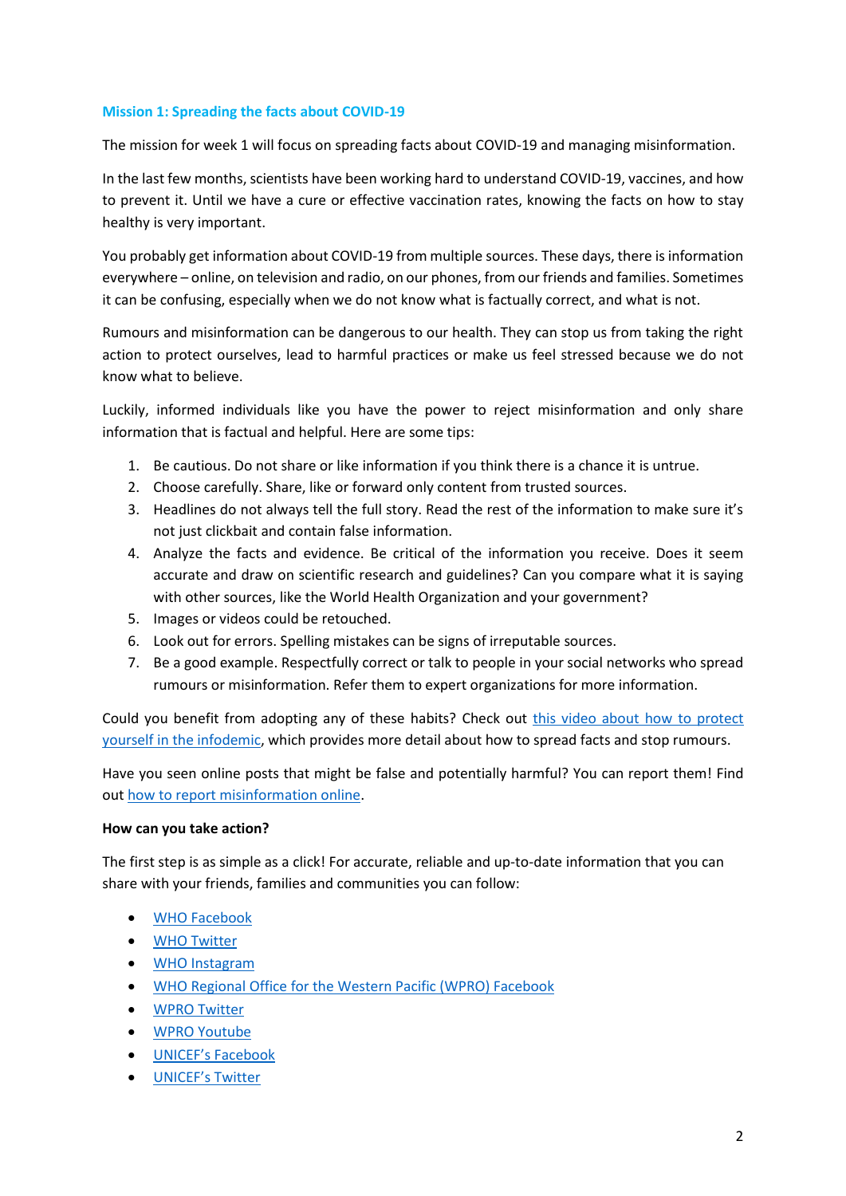## Mission 1: Spreading the facts about COVID-19

The mission for week 1 will focus on spreading facts about COVID-19 and managing misinformation.

In the last few months, scientists have been working hard to understand COVID-19, vaccines, and how to prevent it. Until we have a cure or effective vaccination rates, knowing the facts on how to stay healthy is very important.

You probably get information about COVID-19 from multiple sources. These days, there is information everywhere – online, on television and radio, on our phones, from our friends and families. Sometimes it can be confusing, especially when we do not know what is factually correct, and what is not.

Rumours and misinformation can be dangerous to our health. They can stop us from taking the right action to protect ourselves, lead to harmful practices or make us feel stressed because we do not know what to believe.

Luckily, informed individuals like you have the power to reject misinformation and only share information that is factual and helpful. Here are some tips:

1. Be cautious. Do not share or like information if you think there is a chance it is untrue.
2. Choose carefully. Share, like or forward only content from trusted sources.
3. Headlines do not always tell the full story. Read the rest of the information to make sure it's not just clickbait and contain false information.
4. Analyze the facts and evidence. Be critical of the information you receive. Does it seem accurate and draw on scientific research and guidelines? Can you compare what it is saying with other sources, like the World Health Organization and your government?
5. Images or videos could be retouched.
6. Look out for errors. Spelling mistakes can be signs of irreputable sources.
7. Be a good example. Respectfully correct or talk to people in your social networks who spread rumours or misinformation. Refer them to expert organizations for more information.

Could you benefit from adopting any of these habits? Check out this video about how to protect yourself in the infodemic, which provides more detail about how to spread facts and stop rumours.

Have you seen online posts that might be false and potentially harmful? You can report them! Find out how to report misinformation online.

**How can you take action?**

The first step is as simple as a click! For accurate, reliable and up-to-date information that you can share with your friends, families and communities you can follow:

- WHO Facebook
- WHO Twitter
- WHO Instagram
- WHO Regional Office for the Western Pacific (WPRO) Facebook
- WPRO Twitter
- WPRO Youtube
- UNICEF's Facebook
- UNICEF's Twitter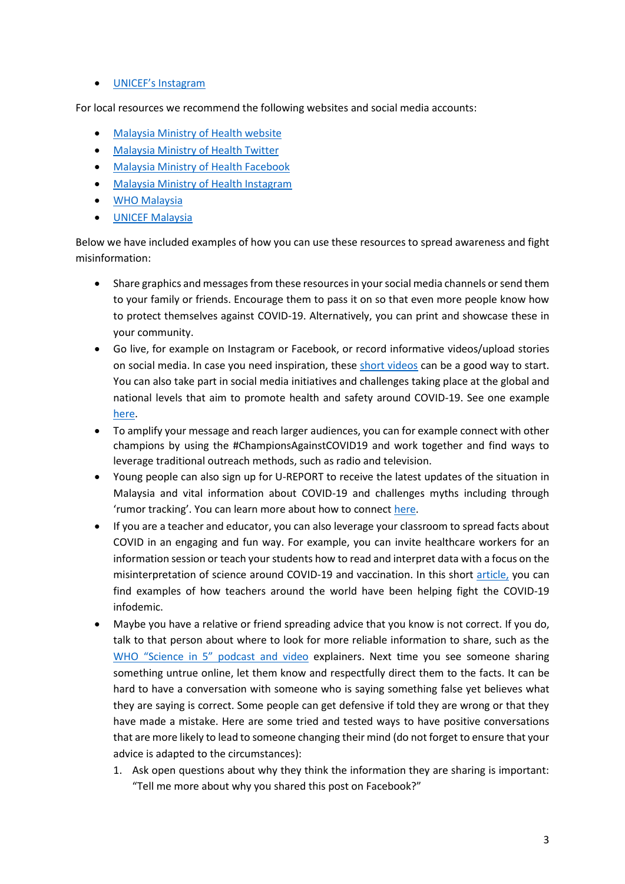- UNICEF's Instagram

For local resources we recommend the following websites and social media accounts:

- Malaysia Ministry of Health website
- Malaysia Ministry of Health Twitter
- Malaysia Ministry of Health Facebook
- Malaysia Ministry of Health Instagram
- WHO Malaysia
- UNICEF Malaysia

Below we have included examples of how you can use these resources to spread awareness and fight misinformation:

- Share graphics and messages from these resources in your social media channels or send them to your family or friends. Encourage them to pass it on so that even more people know how to protect themselves against COVID-19. Alternatively, you can print and showcase these in your community.
- Go live, for example on Instagram or Facebook, or record informative videos/upload stories on social media. In case you need inspiration, these short videos can be a good way to start. You can also take part in social media initiatives and challenges taking place at the global and national levels that aim to promote health and safety around COVID-19. See one example here.
- To amplify your message and reach larger audiences, you can for example connect with other champions by using the #ChampionsAgainstCOVID19 and work together and find ways to leverage traditional outreach methods, such as radio and television.
- Young people can also sign up for U-REPORT to receive the latest updates of the situation in Malaysia and vital information about COVID-19 and challenges myths including through 'rumor tracking'. You can learn more about how to connect here.
- If you are a teacher and educator, you can also leverage your classroom to spread facts about COVID in an engaging and fun way. For example, you can invite healthcare workers for an information session or teach your students how to read and interpret data with a focus on the misinterpretation of science around COVID-19 and vaccination. In this short article, you can find examples of how teachers around the world have been helping fight the COVID-19 infodemic.
- Maybe you have a relative or friend spreading advice that you know is not correct. If you do, talk to that person about where to look for more reliable information to share, such as the WHO "Science in 5" podcast and video explainers. Next time you see someone sharing something untrue online, let them know and respectfully direct them to the facts. It can be hard to have a conversation with someone who is saying something false yet believes what they are saying is correct. Some people can get defensive if told they are wrong or that they have made a mistake. Here are some tried and tested ways to have positive conversations that are more likely to lead to someone changing their mind (do not forget to ensure that your advice is adapted to the circumstances):
  1. Ask open questions about why they think the information they are sharing is important: "Tell me more about why you shared this post on Facebook?"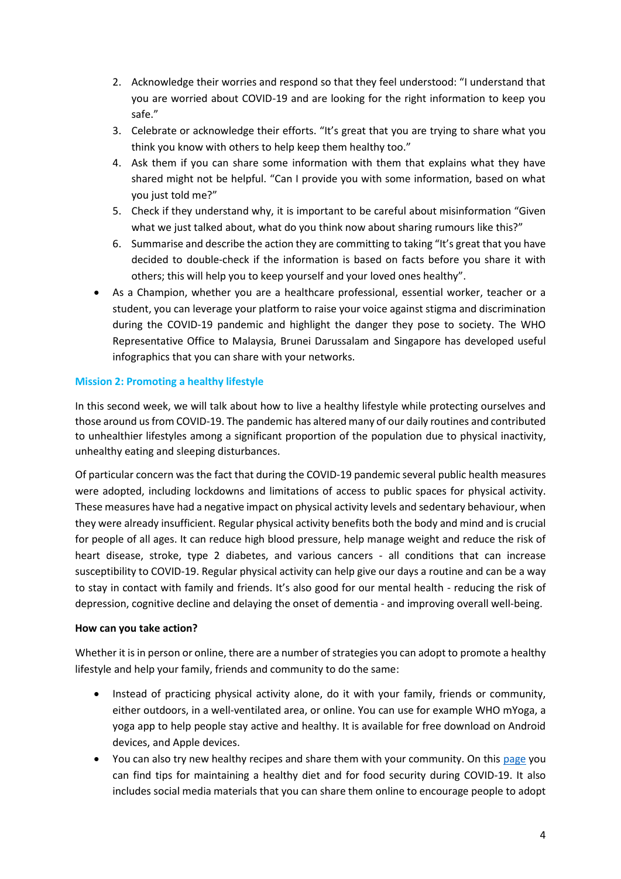2. Acknowledge their worries and respond so that they feel understood: "I understand that you are worried about COVID-19 and are looking for the right information to keep you safe."
3. Celebrate or acknowledge their efforts. "It's great that you are trying to share what you think you know with others to help keep them healthy too."
4. Ask them if you can share some information with them that explains what they have shared might not be helpful. "Can I provide you with some information, based on what you just told me?"
5. Check if they understand why, it is important to be careful about misinformation "Given what we just talked about, what do you think now about sharing rumours like this?"
6. Summarise and describe the action they are committing to taking "It's great that you have decided to double-check if the information is based on facts before you share it with others; this will help you to keep yourself and your loved ones healthy".

- As a Champion, whether you are a healthcare professional, essential worker, teacher or a student, you can leverage your platform to raise your voice against stigma and discrimination during the COVID-19 pandemic and highlight the danger they pose to society. The WHO Representative Office to Malaysia, Brunei Darussalam and Singapore has developed useful infographics that you can share with your networks.

### Mission 2: Promoting a healthy lifestyle

In this second week, we will talk about how to live a healthy lifestyle while protecting ourselves and those around us from COVID-19. The pandemic has altered many of our daily routines and contributed to unhealthier lifestyles among a significant proportion of the population due to physical inactivity, unhealthy eating and sleeping disturbances.

Of particular concern was the fact that during the COVID-19 pandemic several public health measures were adopted, including lockdowns and limitations of access to public spaces for physical activity. These measures have had a negative impact on physical activity levels and sedentary behaviour, when they were already insufficient. Regular physical activity benefits both the body and mind and is crucial for people of all ages. It can reduce high blood pressure, help manage weight and reduce the risk of heart disease, stroke, type 2 diabetes, and various cancers - all conditions that can increase susceptibility to COVID-19. Regular physical activity can help give our days a routine and can be a way to stay in contact with family and friends. It's also good for our mental health - reducing the risk of depression, cognitive decline and delaying the onset of dementia - and improving overall well-being.

**How can you take action?**

Whether it is in person or online, there are a number of strategies you can adopt to promote a healthy lifestyle and help your family, friends and community to do the same:

- Instead of practicing physical activity alone, do it with your family, friends or community, either outdoors, in a well-ventilated area, or online. You can use for example WHO mYoga, a yoga app to help people stay active and healthy. It is available for free download on Android devices, and Apple devices.
- You can also try new healthy recipes and share them with your community. On this page you can find tips for maintaining a healthy diet and for food security during COVID-19. It also includes social media materials that you can share them online to encourage people to adopt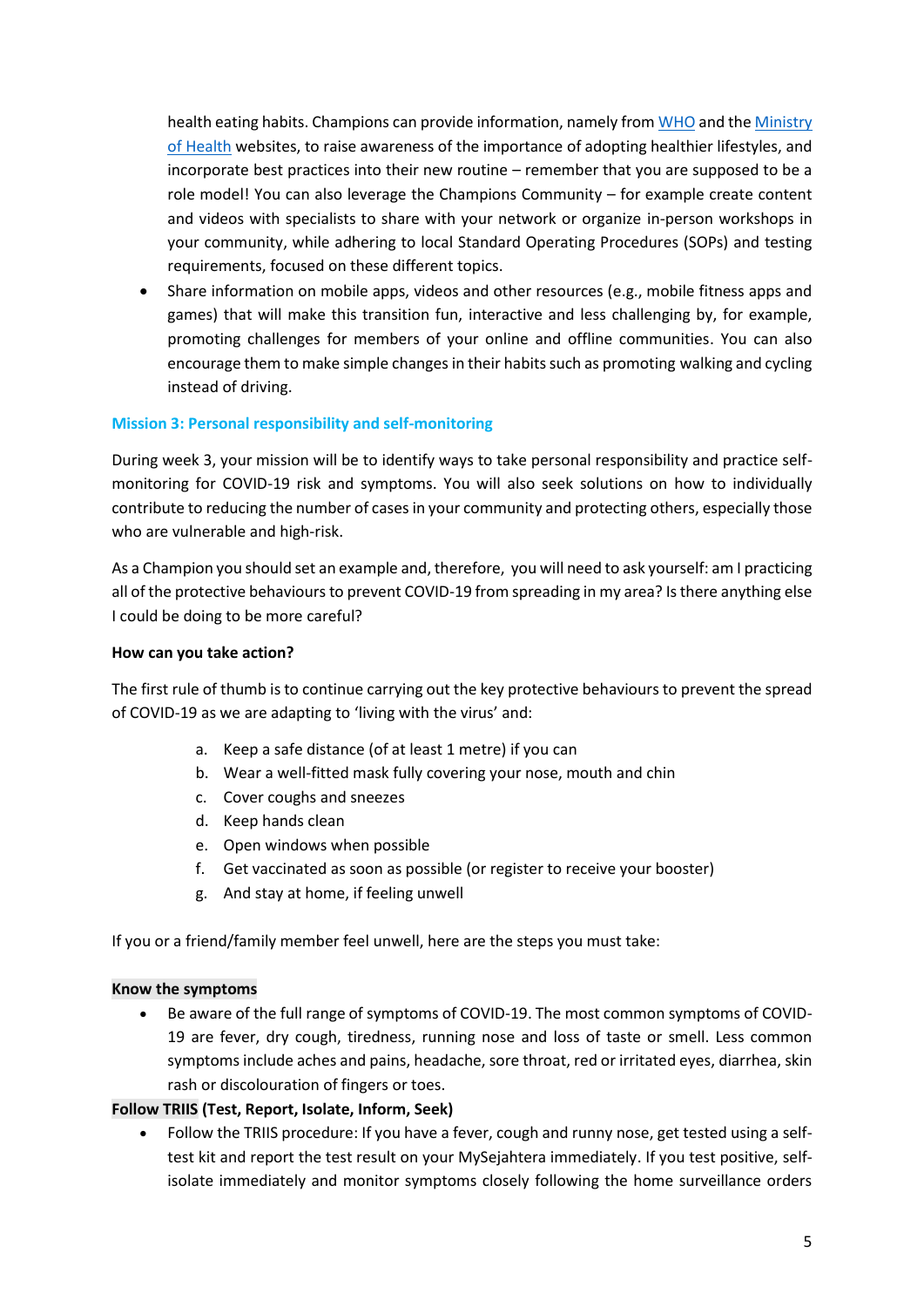health eating habits. Champions can provide information, namely from WHO and the Ministry of Health websites, to raise awareness of the importance of adopting healthier lifestyles, and incorporate best practices into their new routine – remember that you are supposed to be a role model! You can also leverage the Champions Community – for example create content and videos with specialists to share with your network or organize in-person workshops in your community, while adhering to local Standard Operating Procedures (SOPs) and testing requirements, focused on these different topics.

- Share information on mobile apps, videos and other resources (e.g., mobile fitness apps and games) that will make this transition fun, interactive and less challenging by, for example, promoting challenges for members of your online and offline communities. You can also encourage them to make simple changes in their habits such as promoting walking and cycling instead of driving.

### Mission 3: Personal responsibility and self-monitoring

During week 3, your mission will be to identify ways to take personal responsibility and practice self-monitoring for COVID-19 risk and symptoms. You will also seek solutions on how to individually contribute to reducing the number of cases in your community and protecting others, especially those who are vulnerable and high-risk.

As a Champion you should set an example and, therefore, you will need to ask yourself: am I practicing all of the protective behaviours to prevent COVID-19 from spreading in my area? Is there anything else I could be doing to be more careful?

**How can you take action?**

The first rule of thumb is to continue carrying out the key protective behaviours to prevent the spread of COVID-19 as we are adapting to 'living with the virus' and:

a. Keep a safe distance (of at least 1 metre) if you can
b. Wear a well-fitted mask fully covering your nose, mouth and chin
c. Cover coughs and sneezes
d. Keep hands clean
e. Open windows when possible
f. Get vaccinated as soon as possible (or register to receive your booster)
g. And stay at home, if feeling unwell

If you or a friend/family member feel unwell, here are the steps you must take:

**Know the symptoms**

- Be aware of the full range of symptoms of COVID-19. The most common symptoms of COVID-19 are fever, dry cough, tiredness, running nose and loss of taste or smell. Less common symptoms include aches and pains, headache, sore throat, red or irritated eyes, diarrhea, skin rash or discolouration of fingers or toes.

**Follow TRIIS (Test, Report, Isolate, Inform, Seek)**

- Follow the TRIIS procedure: If you have a fever, cough and runny nose, get tested using a self-test kit and report the test result on your MySejahtera immediately. If you test positive, self-isolate immediately and monitor symptoms closely following the home surveillance orders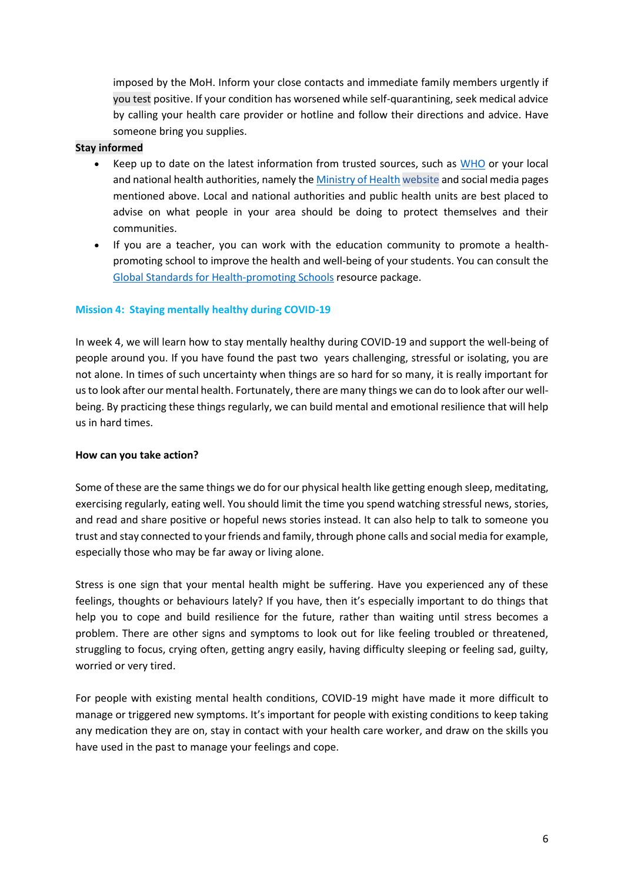imposed by the MoH. Inform your close contacts and immediate family members urgently if you test positive. If your condition has worsened while self-quarantining, seek medical advice by calling your health care provider or hotline and follow their directions and advice. Have someone bring you supplies.

**Stay informed**

- Keep up to date on the latest information from trusted sources, such as WHO or your local and national health authorities, namely the Ministry of Health website and social media pages mentioned above. Local and national authorities and public health units are best placed to advise on what people in your area should be doing to protect themselves and their communities.
- If you are a teacher, you can work with the education community to promote a health-promoting school to improve the health and well-being of your students. You can consult the Global Standards for Health-promoting Schools resource package.

## Mission 4: Staying mentally healthy during COVID-19

In week 4, we will learn how to stay mentally healthy during COVID-19 and support the well-being of people around you. If you have found the past two years challenging, stressful or isolating, you are not alone. In times of such uncertainty when things are so hard for so many, it is really important for us to look after our mental health. Fortunately, there are many things we can do to look after our well-being. By practicing these things regularly, we can build mental and emotional resilience that will help us in hard times.

**How can you take action?**

Some of these are the same things we do for our physical health like getting enough sleep, meditating, exercising regularly, eating well. You should limit the time you spend watching stressful news, stories, and read and share positive or hopeful news stories instead. It can also help to talk to someone you trust and stay connected to your friends and family, through phone calls and social media for example, especially those who may be far away or living alone.

Stress is one sign that your mental health might be suffering. Have you experienced any of these feelings, thoughts or behaviours lately? If you have, then it's especially important to do things that help you to cope and build resilience for the future, rather than waiting until stress becomes a problem. There are other signs and symptoms to look out for like feeling troubled or threatened, struggling to focus, crying often, getting angry easily, having difficulty sleeping or feeling sad, guilty, worried or very tired.

For people with existing mental health conditions, COVID-19 might have made it more difficult to manage or triggered new symptoms. It's important for people with existing conditions to keep taking any medication they are on, stay in contact with your health care worker, and draw on the skills you have used in the past to manage your feelings and cope.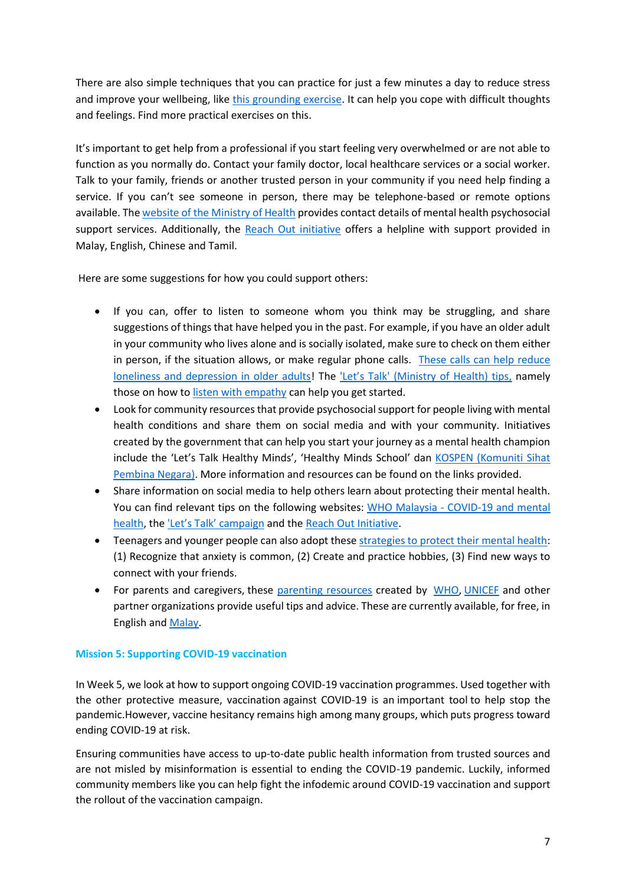There are also simple techniques that you can practice for just a few minutes a day to reduce stress and improve your wellbeing, like this grounding exercise. It can help you cope with difficult thoughts and feelings. Find more practical exercises on this.

It's important to get help from a professional if you start feeling very overwhelmed or are not able to function as you normally do. Contact your family doctor, local healthcare services or a social worker. Talk to your family, friends or another trusted person in your community if you need help finding a service. If you can't see someone in person, there may be telephone-based or remote options available. The website of the Ministry of Health provides contact details of mental health psychosocial support services. Additionally, the Reach Out initiative offers a helpline with support provided in Malay, English, Chinese and Tamil.

Here are some suggestions for how you could support others:

- If you can, offer to listen to someone whom you think may be struggling, and share suggestions of things that have helped you in the past. For example, if you have an older adult in your community who lives alone and is socially isolated, make sure to check on them either in person, if the situation allows, or make regular phone calls. These calls can help reduce loneliness and depression in older adults! The 'Let's Talk' (Ministry of Health) tips, namely those on how to listen with empathy can help you get started.
- Look for community resources that provide psychosocial support for people living with mental health conditions and share them on social media and with your community. Initiatives created by the government that can help you start your journey as a mental health champion include the 'Let's Talk Healthy Minds', 'Healthy Minds School' dan KOSPEN (Komuniti Sihat Pembina Negara). More information and resources can be found on the links provided.
- Share information on social media to help others learn about protecting their mental health. You can find relevant tips on the following websites: WHO Malaysia - COVID-19 and mental health, the 'Let's Talk' campaign and the Reach Out Initiative.
- Teenagers and younger people can also adopt these strategies to protect their mental health: (1) Recognize that anxiety is common, (2) Create and practice hobbies, (3) Find new ways to connect with your friends.
- For parents and caregivers, these parenting resources created by WHO, UNICEF and other partner organizations provide useful tips and advice. These are currently available, for free, in English and Malay.

### Mission 5: Supporting COVID-19 vaccination

In Week 5, we look at how to support ongoing COVID-19 vaccination programmes. Used together with the other protective measure, vaccination against COVID-19 is an important tool to help stop the pandemic.However, vaccine hesitancy remains high among many groups, which puts progress toward ending COVID-19 at risk.

Ensuring communities have access to up-to-date public health information from trusted sources and are not misled by misinformation is essential to ending the COVID-19 pandemic. Luckily, informed community members like you can help fight the infodemic around COVID-19 vaccination and support the rollout of the vaccination campaign.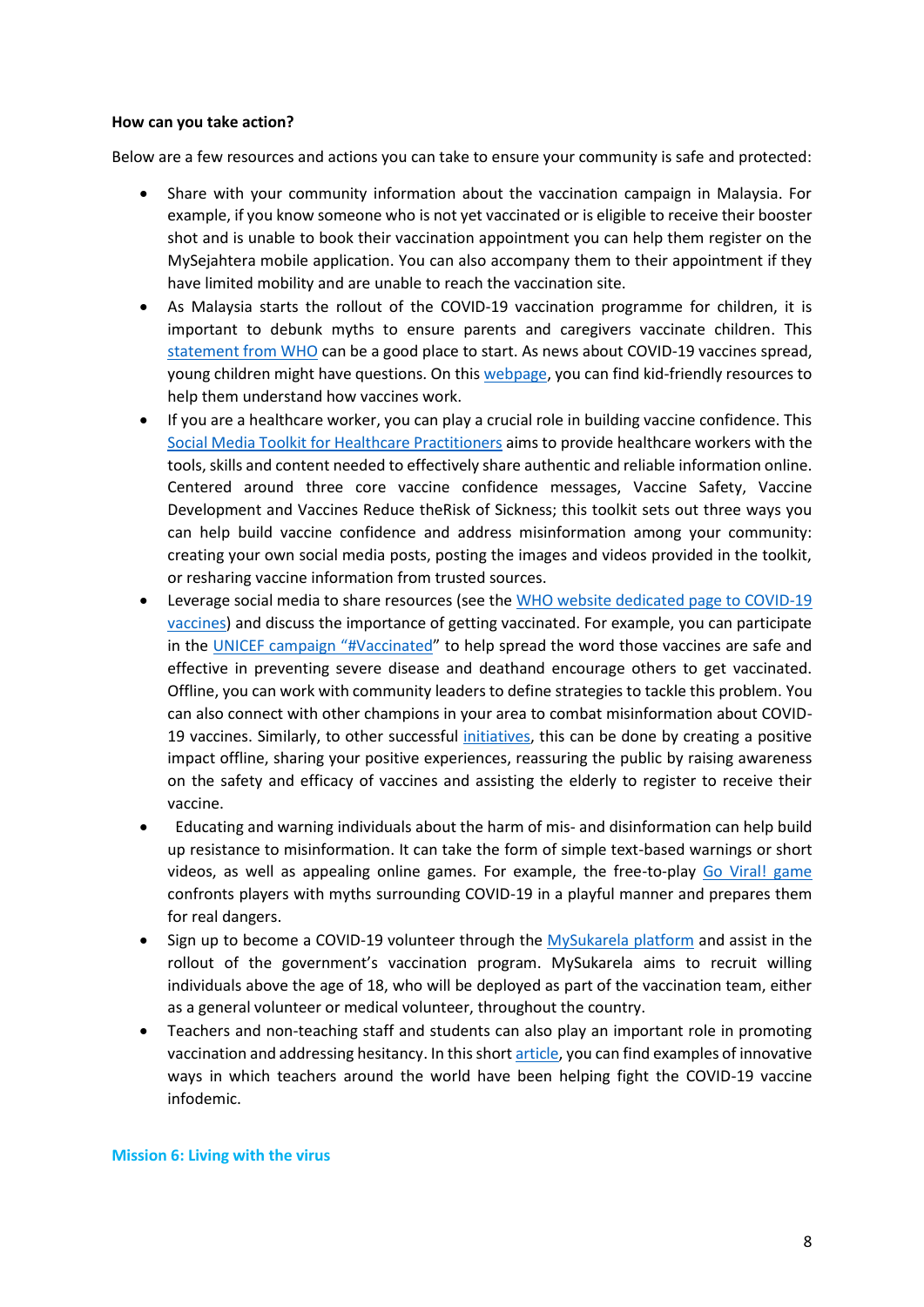**How can you take action?**

Below are a few resources and actions you can take to ensure your community is safe and protected:

- Share with your community information about the vaccination campaign in Malaysia. For example, if you know someone who is not yet vaccinated or is eligible to receive their booster shot and is unable to book their vaccination appointment you can help them register on the MySejahtera mobile application. You can also accompany them to their appointment if they have limited mobility and are unable to reach the vaccination site.
- As Malaysia starts the rollout of the COVID-19 vaccination programme for children, it is important to debunk myths to ensure parents and caregivers vaccinate children. This statement from WHO can be a good place to start. As news about COVID-19 vaccines spread, young children might have questions. On this webpage, you can find kid-friendly resources to help them understand how vaccines work.
- If you are a healthcare worker, you can play a crucial role in building vaccine confidence. This Social Media Toolkit for Healthcare Practitioners aims to provide healthcare workers with the tools, skills and content needed to effectively share authentic and reliable information online. Centered around three core vaccine confidence messages, Vaccine Safety, Vaccine Development and Vaccines Reduce theRisk of Sickness; this toolkit sets out three ways you can help build vaccine confidence and address misinformation among your community: creating your own social media posts, posting the images and videos provided in the toolkit, or resharing vaccine information from trusted sources.
- Leverage social media to share resources (see the WHO website dedicated page to COVID-19 vaccines) and discuss the importance of getting vaccinated. For example, you can participate in the UNICEF campaign "#Vaccinated" to help spread the word those vaccines are safe and effective in preventing severe disease and deathand encourage others to get vaccinated. Offline, you can work with community leaders to define strategies to tackle this problem. You can also connect with other champions in your area to combat misinformation about COVID-19 vaccines. Similarly, to other successful initiatives, this can be done by creating a positive impact offline, sharing your positive experiences, reassuring the public by raising awareness on the safety and efficacy of vaccines and assisting the elderly to register to receive their vaccine.
- Educating and warning individuals about the harm of mis- and disinformation can help build up resistance to misinformation. It can take the form of simple text-based warnings or short videos, as well as appealing online games. For example, the free-to-play Go Viral! game confronts players with myths surrounding COVID-19 in a playful manner and prepares them for real dangers.
- Sign up to become a COVID-19 volunteer through the MySukarela platform and assist in the rollout of the government's vaccination program. MySukarela aims to recruit willing individuals above the age of 18, who will be deployed as part of the vaccination team, either as a general volunteer or medical volunteer, throughout the country.
- Teachers and non-teaching staff and students can also play an important role in promoting vaccination and addressing hesitancy. In this short article, you can find examples of innovative ways in which teachers around the world have been helping fight the COVID-19 vaccine infodemic.

## Mission 6: Living with the virus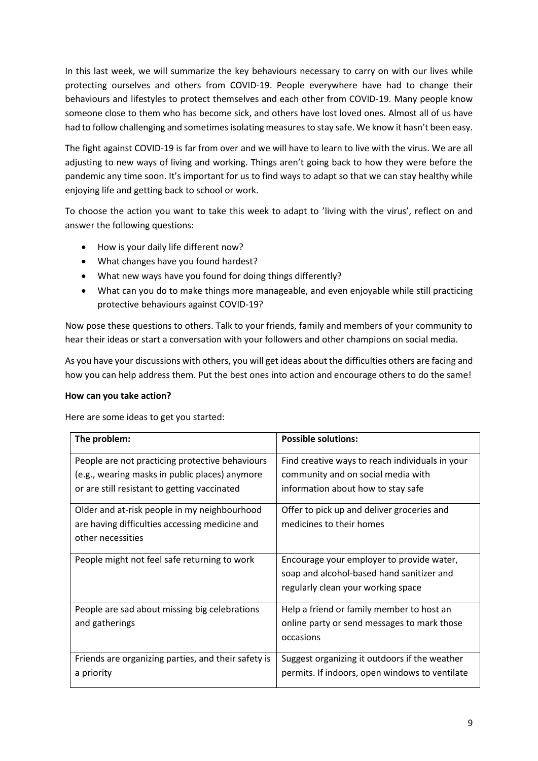In this last week, we will summarize the key behaviours necessary to carry on with our lives while protecting ourselves and others from COVID-19. People everywhere have had to change their behaviours and lifestyles to protect themselves and each other from COVID-19. Many people know someone close to them who has become sick, and others have lost loved ones. Almost all of us have had to follow challenging and sometimes isolating measures to stay safe. We know it hasn't been easy.

The fight against COVID-19 is far from over and we will have to learn to live with the virus. We are all adjusting to new ways of living and working. Things aren't going back to how they were before the pandemic any time soon. It's important for us to find ways to adapt so that we can stay healthy while enjoying life and getting back to school or work.

To choose the action you want to take this week to adapt to 'living with the virus', reflect on and answer the following questions:

- How is your daily life different now?
- What changes have you found hardest?
- What new ways have you found for doing things differently?
- What can you do to make things more manageable, and even enjoyable while still practicing protective behaviours against COVID-19?

Now pose these questions to others. Talk to your friends, family and members of your community to hear their ideas or start a conversation with your followers and other champions on social media.

As you have your discussions with others, you will get ideas about the difficulties others are facing and how you can help address them. Put the best ones into action and encourage others to do the same!

**How can you take action?**

Here are some ideas to get you started:

| **The problem:** | **Possible solutions:** |
| --- | --- |
| People are not practicing protective behaviours (e.g., wearing masks in public places) anymore or are still resistant to getting vaccinated | Find creative ways to reach individuals in your community and on social media with information about how to stay safe |
| Older and at-risk people in my neighbourhood are having difficulties accessing medicine and other necessities | Offer to pick up and deliver groceries and medicines to their homes |
| People might not feel safe returning to work | Encourage your employer to provide water, soap and alcohol-based hand sanitizer and regularly clean your working space |
| People are sad about missing big celebrations and gatherings | Help a friend or family member to host an online party or send messages to mark those occasions |
| Friends are organizing parties, and their safety is a priority | Suggest organizing it outdoors if the weather permits. If indoors, open windows to ventilate |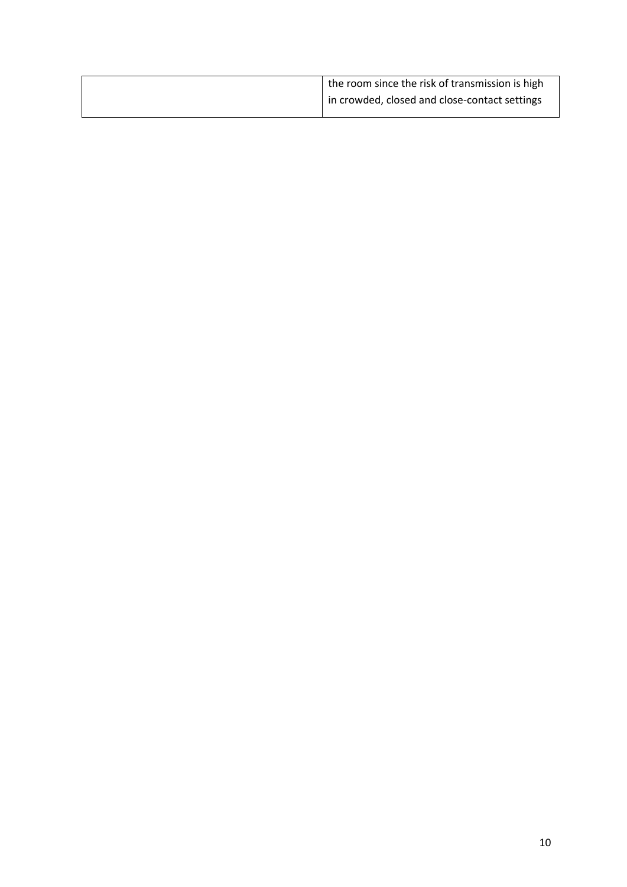| | |
|---|---|
| | the room since the risk of transmission is high in crowded, closed and close-contact settings |